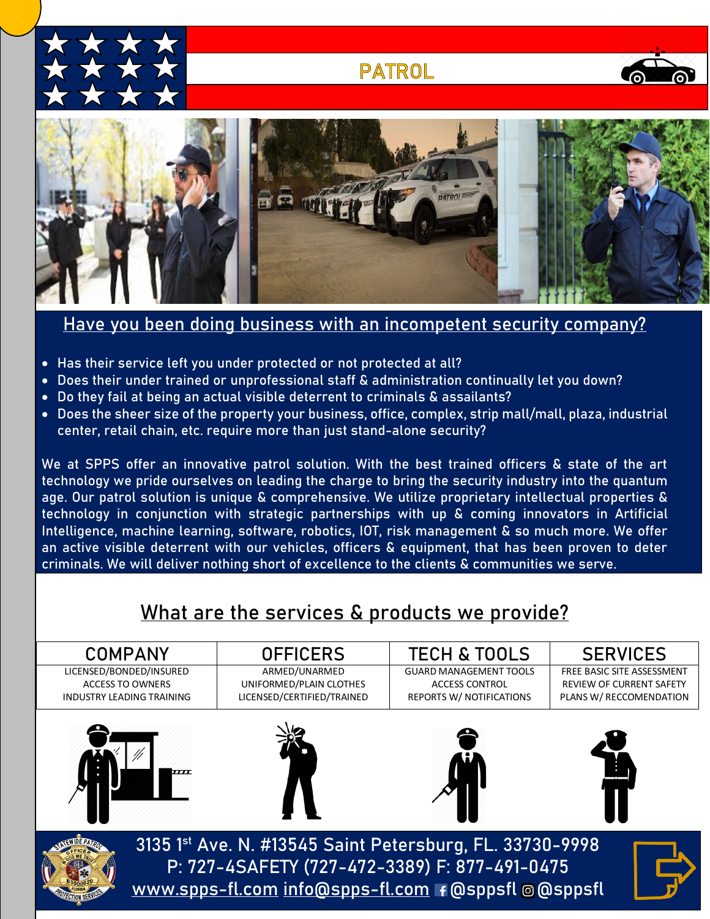# PATROL

## Have you been doing business with an incompetent security company?

- Has their service left you under protected or not protected at all?
- Does their under trained or unprofessional staff & administration continually let you down?
- Do they fail at being an actual visible deterrent to criminals & assailants?
- Does the sheer size of the property your business, office, complex, strip mall/mall, plaza, industrial center, retail chain, etc. require more than just stand-alone security?

We at SPPS offer an innovative patrol solution. With the best trained officers & state of the art technology we pride ourselves on leading the charge to bring the security industry into the quantum age. Our patrol solution is unique & comprehensive. We utilize proprietary intellectual properties & technology in conjunction with strategic partnerships with up & coming innovators in Artificial Intelligence, machine learning, software, robotics, IOT, risk management & so much more. We offer an active visible deterrent with our vehicles, officers & equipment, that has been proven to deter criminals. We will deliver nothing short of excellence to the clients & communities we serve.

## What are the services & products we provide?

| COMPANY | OFFICERS | TECH & TOOLS | SERVICES |
|---|---|---|---|
| LICENSED/BONDED/INSURED | ARMED/UNARMED | GUARD MANAGEMENT TOOLS | FREE BASIC SITE ASSESSMENT |
| ACCESS TO OWNERS | UNIFORMED/PLAIN CLOTHES | ACCESS CONTROL | REVIEW OF CURRENT SAFETY |
| INDUSTRY LEADING TRAINING | LICENSED/CERTIFIED/TRAINED | REPORTS W/ NOTIFICATIONS | PLANS W/ RECCOMENDATION |

3135 1st Ave. N. #13545 Saint Petersburg, FL. 33730-9998
P: 727-4SAFETY (727-472-3389) F: 877-491-0475
www.spps-fl.com info@spps-fl.com @sppsfl @sppsfl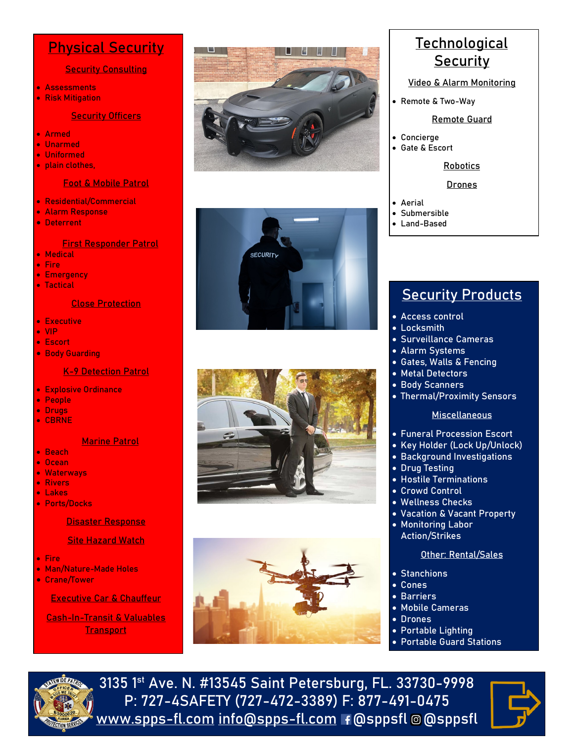# Physical Security

## Security Consulting

- Assessments
- Risk Mitigation

## Security Officers

- Armed
- Unarmed
- Uniformed
- plain clothes,

## Foot & Mobile Patrol

- Residential/Commercial
- Alarm Response
- Deterrent

## First Responder Patrol

- Medical
- Fire
- Emergency
- Tactical

## Close Protection

- Executive
- VIP
- Escort
- Body Guarding

## K-9 Detection Patrol

- Explosive Ordinance
- People
- Drugs
- CBRNE

## Marine Patrol

- Beach
- Ocean
- Waterways
- Rivers
- Lakes
- Ports/Docks

## Disaster Response

## Site Hazard Watch

- Fire
- Man/Nature-Made Holes
- Crane/Tower

## Executive Car & Chauffeur

## Cash-In-Transit & Valuables Transport

# Technological Security

## Video & Alarm Monitoring

- Remote & Two-Way

## Remote Guard

- Concierge
- Gate & Escort

## Robotics

## Drones

- Aerial
- Submersible
- Land-Based

# Security Products

- Access control
- Locksmith
- Surveillance Cameras
- Alarm Systems
- Gates, Walls & Fencing
- Metal Detectors
- Body Scanners
- Thermal/Proximity Sensors

## Miscellaneous

- Funeral Procession Escort
- Key Holder (Lock Up/Unlock)
- Background Investigations
- Drug Testing
- Hostile Terminations
- Crowd Control
- Wellness Checks
- Vacation & Vacant Property
- Monitoring Labor Action/Strikes

## Other: Rental/Sales

- Stanchions
- Cones
- Barriers
- Mobile Cameras
- Drones
- Portable Lighting
- Portable Guard Stations

3135 1st Ave. N. #13545 Saint Petersburg, FL. 33730-9998
P: 727-4SAFETY (727-472-3389) F: 877-491-0475
www.spps-fl.com info@spps-fl.com @sppsfl @sppsfl